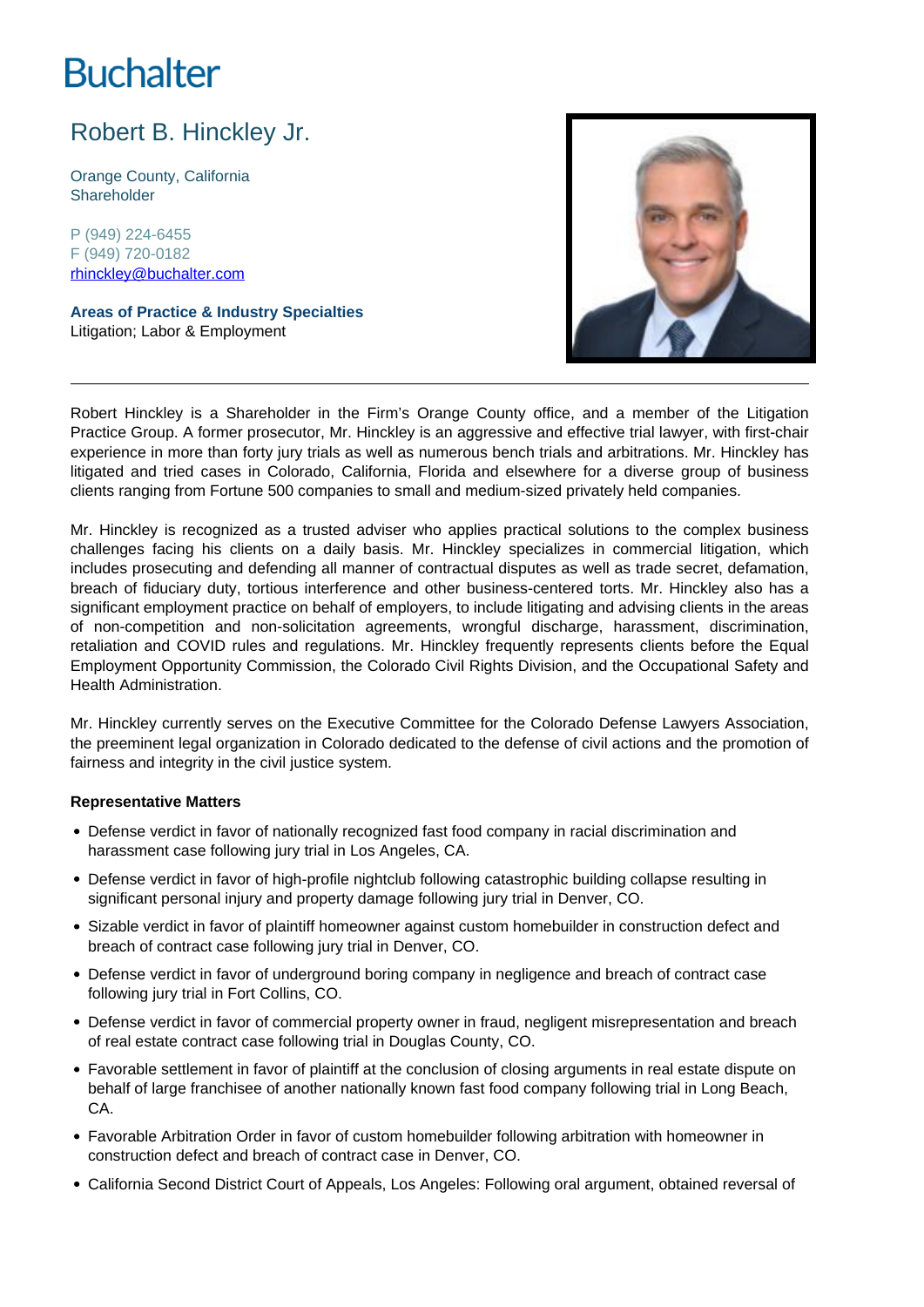# Buchalter

## Robert B. Hinckley Jr.

Orange County, California
Shareholder

P (949) 224-6455
F (949) 720-0182
rhinckley@buchalter.com

**Areas of Practice & Industry Specialties**
Litigation; Labor & Employment

---

Robert Hinckley is a Shareholder in the Firm's Orange County office, and a member of the Litigation Practice Group. A former prosecutor, Mr. Hinckley is an aggressive and effective trial lawyer, with first-chair experience in more than forty jury trials as well as numerous bench trials and arbitrations. Mr. Hinckley has litigated and tried cases in Colorado, California, Florida and elsewhere for a diverse group of business clients ranging from Fortune 500 companies to small and medium-sized privately held companies.

Mr. Hinckley is recognized as a trusted adviser who applies practical solutions to the complex business challenges facing his clients on a daily basis. Mr. Hinckley specializes in commercial litigation, which includes prosecuting and defending all manner of contractual disputes as well as trade secret, defamation, breach of fiduciary duty, tortious interference and other business-centered torts. Mr. Hinckley also has a significant employment practice on behalf of employers, to include litigating and advising clients in the areas of non-competition and non-solicitation agreements, wrongful discharge, harassment, discrimination, retaliation and COVID rules and regulations. Mr. Hinckley frequently represents clients before the Equal Employment Opportunity Commission, the Colorado Civil Rights Division, and the Occupational Safety and Health Administration.

Mr. Hinckley currently serves on the Executive Committee for the Colorado Defense Lawyers Association, the preeminent legal organization in Colorado dedicated to the defense of civil actions and the promotion of fairness and integrity in the civil justice system.

**Representative Matters**

- Defense verdict in favor of nationally recognized fast food company in racial discrimination and harassment case following jury trial in Los Angeles, CA.
- Defense verdict in favor of high-profile nightclub following catastrophic building collapse resulting in significant personal injury and property damage following jury trial in Denver, CO.
- Sizable verdict in favor of plaintiff homeowner against custom homebuilder in construction defect and breach of contract case following jury trial in Denver, CO.
- Defense verdict in favor of underground boring company in negligence and breach of contract case following jury trial in Fort Collins, CO.
- Defense verdict in favor of commercial property owner in fraud, negligent misrepresentation and breach of real estate contract case following trial in Douglas County, CO.
- Favorable settlement in favor of plaintiff at the conclusion of closing arguments in real estate dispute on behalf of large franchisee of another nationally known fast food company following trial in Long Beach, CA.
- Favorable Arbitration Order in favor of custom homebuilder following arbitration with homeowner in construction defect and breach of contract case in Denver, CO.
- California Second District Court of Appeals, Los Angeles: Following oral argument, obtained reversal of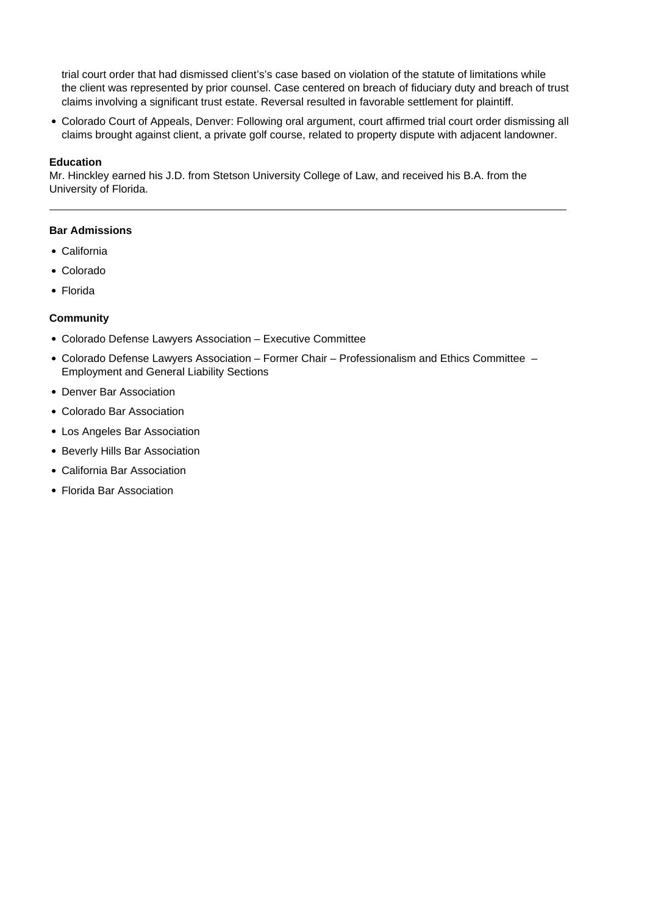trial court order that had dismissed client's's case based on violation of the statute of limitations while the client was represented by prior counsel. Case centered on breach of fiduciary duty and breach of trust claims involving a significant trust estate. Reversal resulted in favorable settlement for plaintiff.

- Colorado Court of Appeals, Denver: Following oral argument, court affirmed trial court order dismissing all claims brought against client, a private golf course, related to property dispute with adjacent landowner.

**Education**

Mr. Hinckley earned his J.D. from Stetson University College of Law, and received his B.A. from the University of Florida.

---

**Bar Admissions**

- California
- Colorado
- Florida

**Community**

- Colorado Defense Lawyers Association – Executive Committee
- Colorado Defense Lawyers Association – Former Chair – Professionalism and Ethics Committee – Employment and General Liability Sections
- Denver Bar Association
- Colorado Bar Association
- Los Angeles Bar Association
- Beverly Hills Bar Association
- California Bar Association
- Florida Bar Association